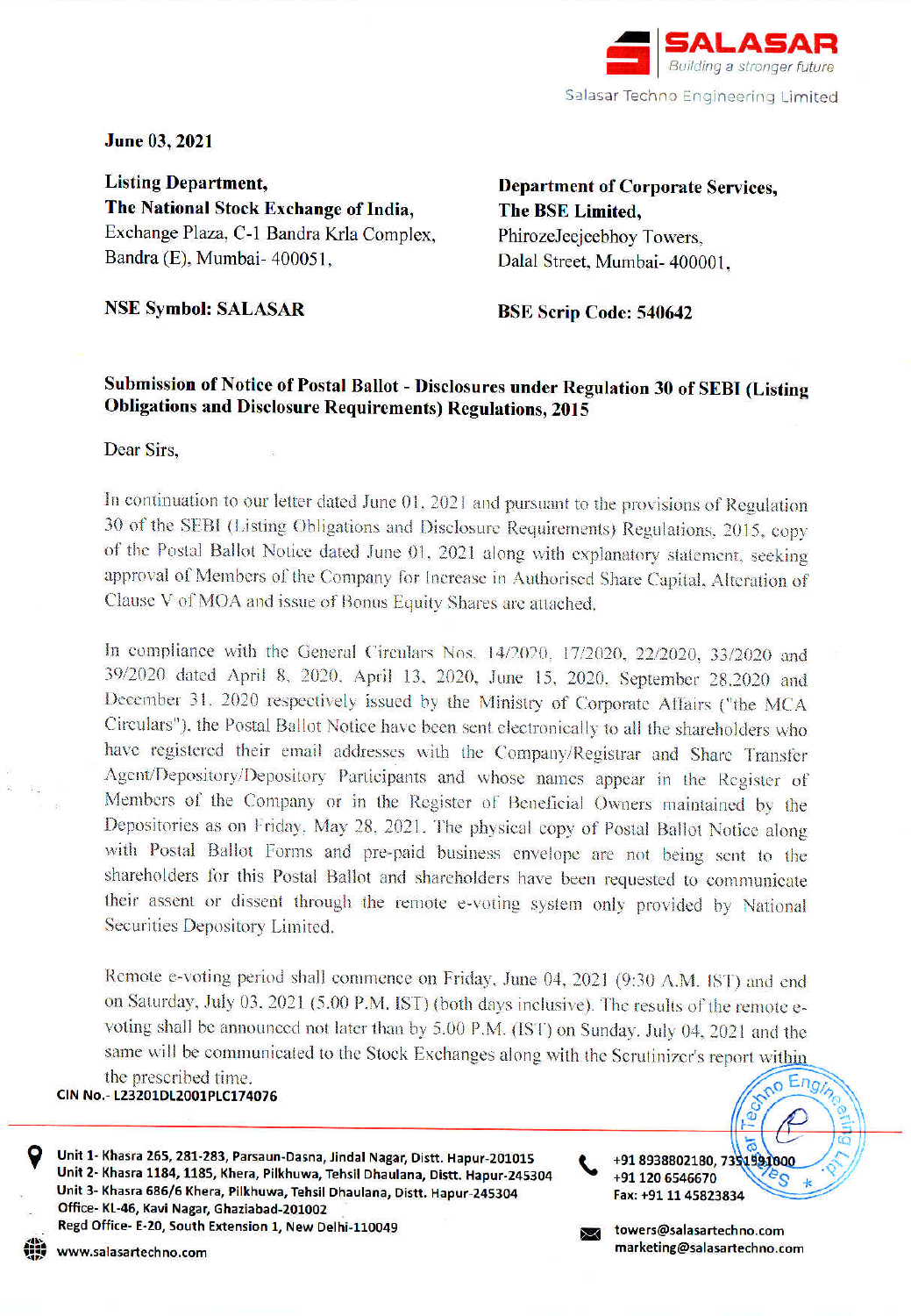SALASAR

*Building a stronger future*

Salasar Techno Engineering Limited

**June 03, 2021**

**Listing Department,**
**The National Stock Exchange of India,**
Exchange Plaza, C-1 Bandra Krla Complex,
Bandra (E), Mumbai- 400051,

**NSE Symbol: SALASAR**

**Department of Corporate Services,**
**The BSE Limited,**
PhirozeJeejeebhoy Towers,
Dalal Street, Mumbai- 400001,

**BSE Scrip Code: 540642**

**Submission of Notice of Postal Ballot - Disclosures under Regulation 30 of SEBI (Listing Obligations and Disclosure Requirements) Regulations, 2015**

Dear Sirs,

In continuation to our letter dated June 01, 2021 and pursuant to the provisions of Regulation 30 of the SEBI (Listing Obligations and Disclosure Requirements) Regulations, 2015, copy of the Postal Ballot Notice dated June 01, 2021 along with explanatory statement, seeking approval of Members of the Company for Increase in Authorised Share Capital, Alteration of Clause V of MOA and issue of Bonus Equity Shares are attached.

In compliance with the General Circulars Nos. 14/2020, 17/2020, 22/2020, 33/2020 and 39/2020 dated April 8, 2020, April 13, 2020, June 15, 2020, September 28,2020 and December 31, 2020 respectively issued by the Ministry of Corporate Affairs ("the MCA Circulars"), the Postal Ballot Notice have been sent electronically to all the shareholders who have registered their email addresses with the Company/Registrar and Share Transfer Agent/Depository/Depository Participants and whose names appear in the Register of Members of the Company or in the Register of Beneficial Owners maintained by the Depositories as on Friday, May 28, 2021. The physical copy of Postal Ballot Notice along with Postal Ballot Forms and pre-paid business envelope are not being sent to the shareholders for this Postal Ballot and shareholders have been requested to communicate their assent or dissent through the remote e-voting system only provided by National Securities Depository Limited.

Remote e-voting period shall commence on Friday, June 04, 2021 (9:30 A.M. IST) and end on Saturday, July 03, 2021 (5.00 P.M. IST) (both days inclusive). The results of the remote e-voting shall be announced not later than by 5.00 P.M. (IST) on Sunday, July 04, 2021 and the same will be communicated to the Stock Exchanges along with the Scrutinizer's report within the prescribed time.

CIN No.- L23201DL2001PLC174076

Unit 1- Khasra 265, 281-283, Parsaun-Dasna, Jindal Nagar, Distt. Hapur-201015
Unit 2- Khasra 1184, 1185, Khera, Pilkhuwa, Tehsil Dhaulana, Distt. Hapur-245304
Unit 3- Khasra 686/6 Khera, Pilkhuwa, Tehsil Dhaulana, Distt. Hapur-245304
Office- KL-46, Kavi Nagar, Ghaziabad-201002
Regd Office- E-20, South Extension 1, New Delhi-110049
www.salasartechno.com

+91 8938802180, 7351991000
+91 120 6546670
Fax: +91 11 45823834

towers@salasartechno.com
marketing@salasartechno.com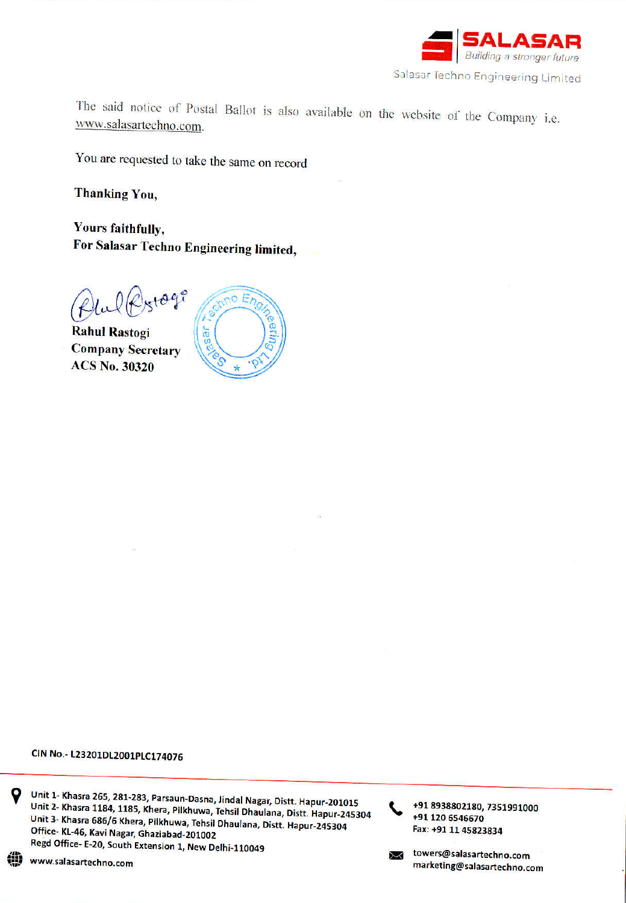The said notice of Postal Ballot is also available on the website of the Company i.e. www.salasartechno.com.

You are requested to take the same on record

**Thanking You,**

**Yours faithfully,**
**For Salasar Techno Engineering limited,**

**Rahul Rastogi**
**Company Secretary**
**ACS No. 30320**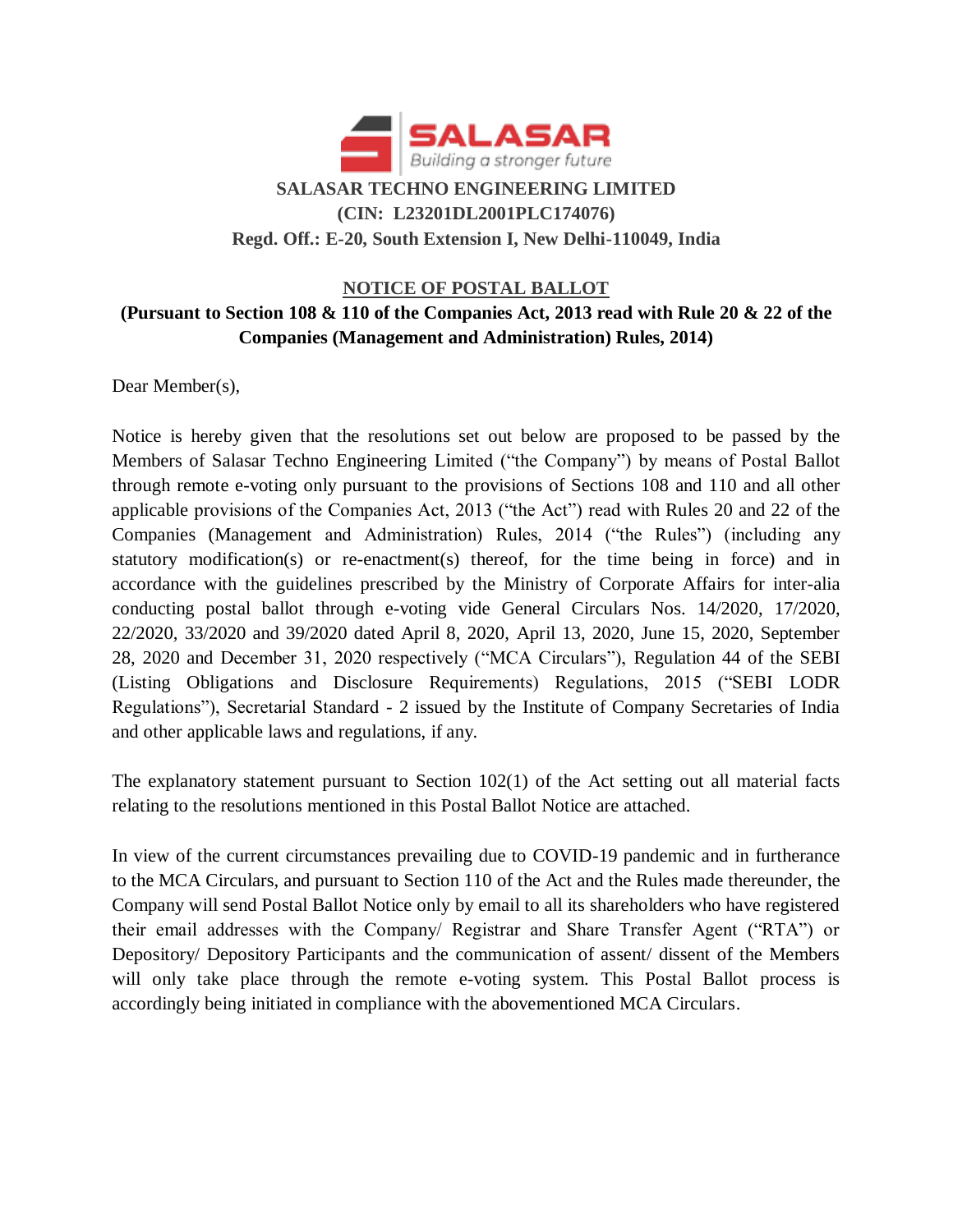SALASAR
Building a stronger future

**SALASAR TECHNO ENGINEERING LIMITED**
**(CIN: L23201DL2001PLC174076)**
**Regd. Off.: E-20, South Extension I, New Delhi-110049, India**

## NOTICE OF POSTAL BALLOT

**(Pursuant to Section 108 & 110 of the Companies Act, 2013 read with Rule 20 & 22 of the Companies (Management and Administration) Rules, 2014)**

Dear Member(s),

Notice is hereby given that the resolutions set out below are proposed to be passed by the Members of Salasar Techno Engineering Limited ("the Company") by means of Postal Ballot through remote e-voting only pursuant to the provisions of Sections 108 and 110 and all other applicable provisions of the Companies Act, 2013 ("the Act") read with Rules 20 and 22 of the Companies (Management and Administration) Rules, 2014 ("the Rules") (including any statutory modification(s) or re-enactment(s) thereof, for the time being in force) and in accordance with the guidelines prescribed by the Ministry of Corporate Affairs for inter-alia conducting postal ballot through e-voting vide General Circulars Nos. 14/2020, 17/2020, 22/2020, 33/2020 and 39/2020 dated April 8, 2020, April 13, 2020, June 15, 2020, September 28, 2020 and December 31, 2020 respectively ("MCA Circulars"), Regulation 44 of the SEBI (Listing Obligations and Disclosure Requirements) Regulations, 2015 ("SEBI LODR Regulations"), Secretarial Standard - 2 issued by the Institute of Company Secretaries of India and other applicable laws and regulations, if any.

The explanatory statement pursuant to Section 102(1) of the Act setting out all material facts relating to the resolutions mentioned in this Postal Ballot Notice are attached.

In view of the current circumstances prevailing due to COVID-19 pandemic and in furtherance to the MCA Circulars, and pursuant to Section 110 of the Act and the Rules made thereunder, the Company will send Postal Ballot Notice only by email to all its shareholders who have registered their email addresses with the Company/ Registrar and Share Transfer Agent ("RTA") or Depository/ Depository Participants and the communication of assent/ dissent of the Members will only take place through the remote e-voting system. This Postal Ballot process is accordingly being initiated in compliance with the abovementioned MCA Circulars.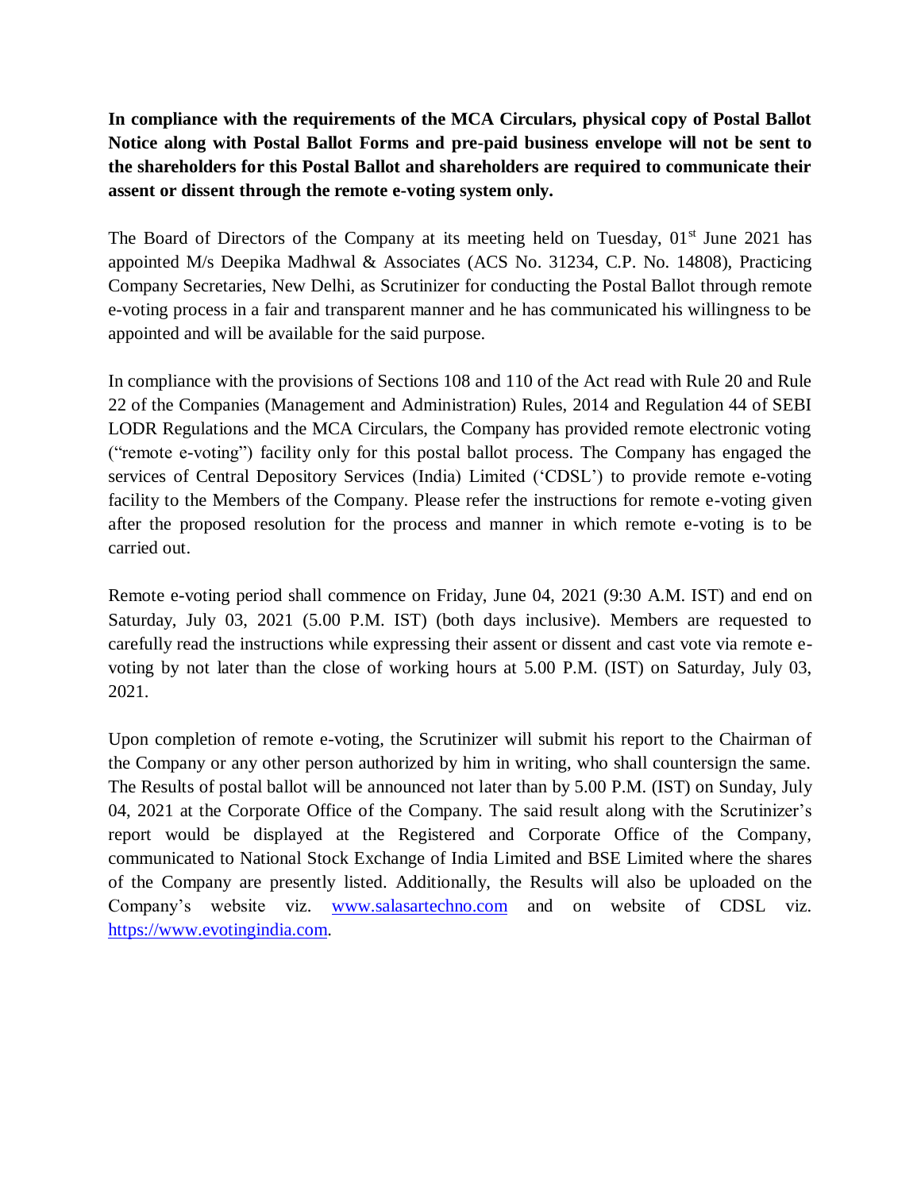**In compliance with the requirements of the MCA Circulars, physical copy of Postal Ballot Notice along with Postal Ballot Forms and pre-paid business envelope will not be sent to the shareholders for this Postal Ballot and shareholders are required to communicate their assent or dissent through the remote e-voting system only.**

The Board of Directors of the Company at its meeting held on Tuesday, 01st June 2021 has appointed M/s Deepika Madhwal & Associates (ACS No. 31234, C.P. No. 14808), Practicing Company Secretaries, New Delhi, as Scrutinizer for conducting the Postal Ballot through remote e-voting process in a fair and transparent manner and he has communicated his willingness to be appointed and will be available for the said purpose.

In compliance with the provisions of Sections 108 and 110 of the Act read with Rule 20 and Rule 22 of the Companies (Management and Administration) Rules, 2014 and Regulation 44 of SEBI LODR Regulations and the MCA Circulars, the Company has provided remote electronic voting ("remote e-voting") facility only for this postal ballot process. The Company has engaged the services of Central Depository Services (India) Limited ('CDSL') to provide remote e-voting facility to the Members of the Company. Please refer the instructions for remote e-voting given after the proposed resolution for the process and manner in which remote e-voting is to be carried out.

Remote e-voting period shall commence on Friday, June 04, 2021 (9:30 A.M. IST) and end on Saturday, July 03, 2021 (5.00 P.M. IST) (both days inclusive). Members are requested to carefully read the instructions while expressing their assent or dissent and cast vote via remote e-voting by not later than the close of working hours at 5.00 P.M. (IST) on Saturday, July 03, 2021.

Upon completion of remote e-voting, the Scrutinizer will submit his report to the Chairman of the Company or any other person authorized by him in writing, who shall countersign the same. The Results of postal ballot will be announced not later than by 5.00 P.M. (IST) on Sunday, July 04, 2021 at the Corporate Office of the Company. The said result along with the Scrutinizer's report would be displayed at the Registered and Corporate Office of the Company, communicated to National Stock Exchange of India Limited and BSE Limited where the shares of the Company are presently listed. Additionally, the Results will also be uploaded on the Company's website viz. www.salasartechno.com and on website of CDSL viz. https://www.evotingindia.com.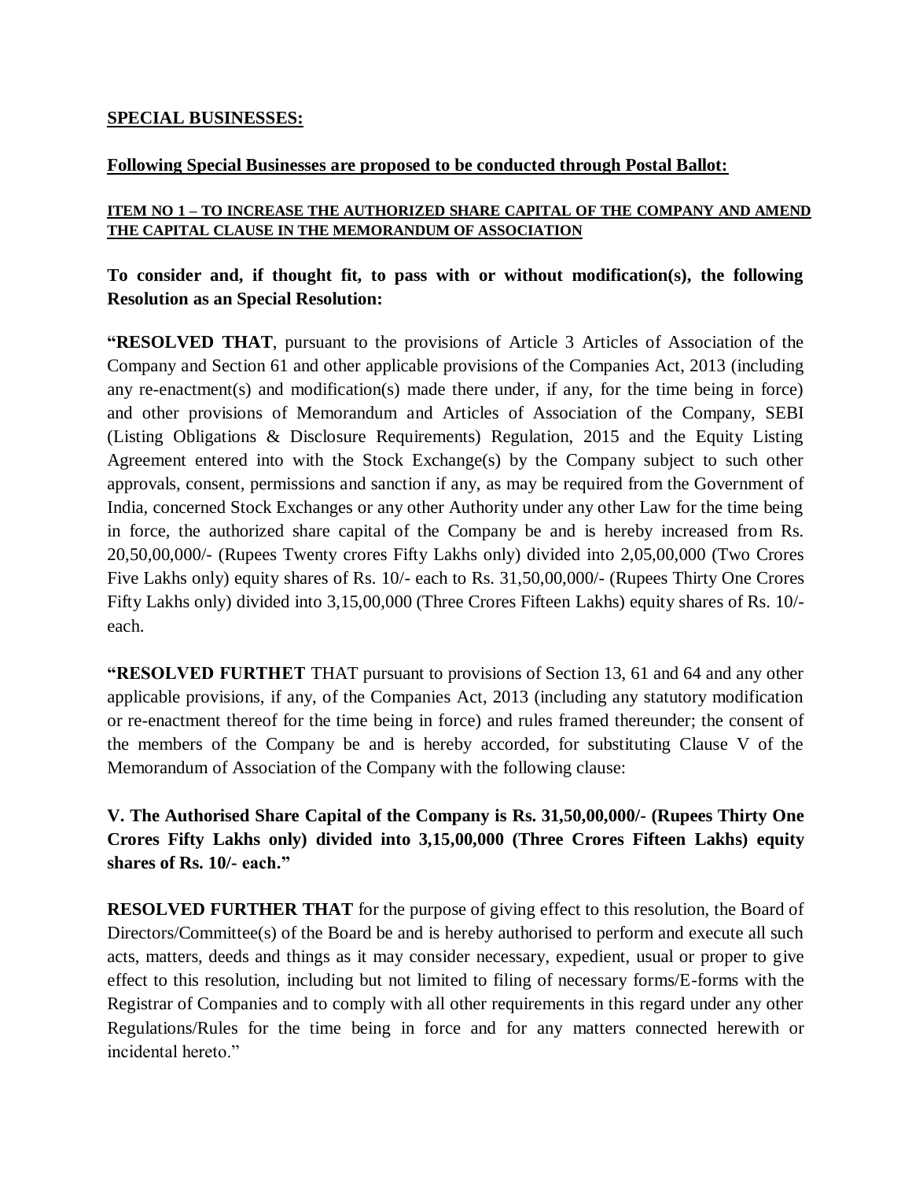**SPECIAL BUSINESSES:**

**Following Special Businesses are proposed to be conducted through Postal Ballot:**

**ITEM NO 1 – TO INCREASE THE AUTHORIZED SHARE CAPITAL OF THE COMPANY AND AMEND THE CAPITAL CLAUSE IN THE MEMORANDUM OF ASSOCIATION**

**To consider and, if thought fit, to pass with or without modification(s), the following Resolution as an Special Resolution:**

**"RESOLVED THAT**, pursuant to the provisions of Article 3 Articles of Association of the Company and Section 61 and other applicable provisions of the Companies Act, 2013 (including any re-enactment(s) and modification(s) made there under, if any, for the time being in force) and other provisions of Memorandum and Articles of Association of the Company, SEBI (Listing Obligations & Disclosure Requirements) Regulation, 2015 and the Equity Listing Agreement entered into with the Stock Exchange(s) by the Company subject to such other approvals, consent, permissions and sanction if any, as may be required from the Government of India, concerned Stock Exchanges or any other Authority under any other Law for the time being in force, the authorized share capital of the Company be and is hereby increased from Rs. 20,50,00,000/- (Rupees Twenty crores Fifty Lakhs only) divided into 2,05,00,000 (Two Crores Five Lakhs only) equity shares of Rs. 10/- each to Rs. 31,50,00,000/- (Rupees Thirty One Crores Fifty Lakhs only) divided into 3,15,00,000 (Three Crores Fifteen Lakhs) equity shares of Rs. 10/- each.

**"RESOLVED FURTHET** THAT pursuant to provisions of Section 13, 61 and 64 and any other applicable provisions, if any, of the Companies Act, 2013 (including any statutory modification or re-enactment thereof for the time being in force) and rules framed thereunder; the consent of the members of the Company be and is hereby accorded, for substituting Clause V of the Memorandum of Association of the Company with the following clause:

**V. The Authorised Share Capital of the Company is Rs. 31,50,00,000/- (Rupees Thirty One Crores Fifty Lakhs only) divided into 3,15,00,000 (Three Crores Fifteen Lakhs) equity shares of Rs. 10/- each."**

**RESOLVED FURTHER THAT** for the purpose of giving effect to this resolution, the Board of Directors/Committee(s) of the Board be and is hereby authorised to perform and execute all such acts, matters, deeds and things as it may consider necessary, expedient, usual or proper to give effect to this resolution, including but not limited to filing of necessary forms/E-forms with the Registrar of Companies and to comply with all other requirements in this regard under any other Regulations/Rules for the time being in force and for any matters connected herewith or incidental hereto."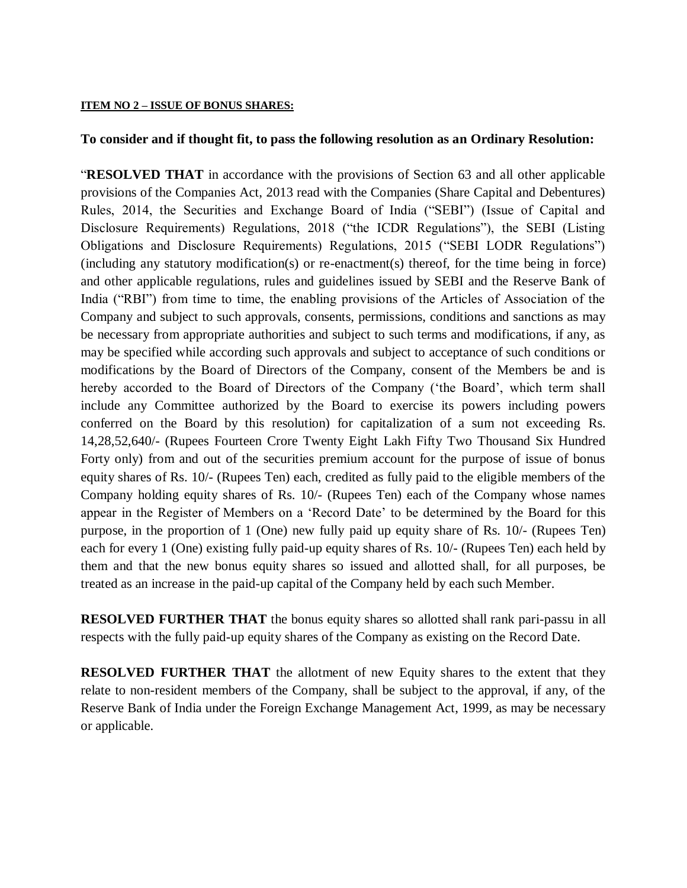**ITEM NO 2 – ISSUE OF BONUS SHARES:**

**To consider and if thought fit, to pass the following resolution as an Ordinary Resolution:**

"**RESOLVED THAT** in accordance with the provisions of Section 63 and all other applicable provisions of the Companies Act, 2013 read with the Companies (Share Capital and Debentures) Rules, 2014, the Securities and Exchange Board of India ("SEBI") (Issue of Capital and Disclosure Requirements) Regulations, 2018 ("the ICDR Regulations"), the SEBI (Listing Obligations and Disclosure Requirements) Regulations, 2015 ("SEBI LODR Regulations") (including any statutory modification(s) or re-enactment(s) thereof, for the time being in force) and other applicable regulations, rules and guidelines issued by SEBI and the Reserve Bank of India ("RBI") from time to time, the enabling provisions of the Articles of Association of the Company and subject to such approvals, consents, permissions, conditions and sanctions as may be necessary from appropriate authorities and subject to such terms and modifications, if any, as may be specified while according such approvals and subject to acceptance of such conditions or modifications by the Board of Directors of the Company, consent of the Members be and is hereby accorded to the Board of Directors of the Company ('the Board', which term shall include any Committee authorized by the Board to exercise its powers including powers conferred on the Board by this resolution) for capitalization of a sum not exceeding Rs. 14,28,52,640/- (Rupees Fourteen Crore Twenty Eight Lakh Fifty Two Thousand Six Hundred Forty only) from and out of the securities premium account for the purpose of issue of bonus equity shares of Rs. 10/- (Rupees Ten) each, credited as fully paid to the eligible members of the Company holding equity shares of Rs. 10/- (Rupees Ten) each of the Company whose names appear in the Register of Members on a 'Record Date' to be determined by the Board for this purpose, in the proportion of 1 (One) new fully paid up equity share of Rs. 10/- (Rupees Ten) each for every 1 (One) existing fully paid-up equity shares of Rs. 10/- (Rupees Ten) each held by them and that the new bonus equity shares so issued and allotted shall, for all purposes, be treated as an increase in the paid-up capital of the Company held by each such Member.

**RESOLVED FURTHER THAT** the bonus equity shares so allotted shall rank pari-passu in all respects with the fully paid-up equity shares of the Company as existing on the Record Date.

**RESOLVED FURTHER THAT** the allotment of new Equity shares to the extent that they relate to non-resident members of the Company, shall be subject to the approval, if any, of the Reserve Bank of India under the Foreign Exchange Management Act, 1999, as may be necessary or applicable.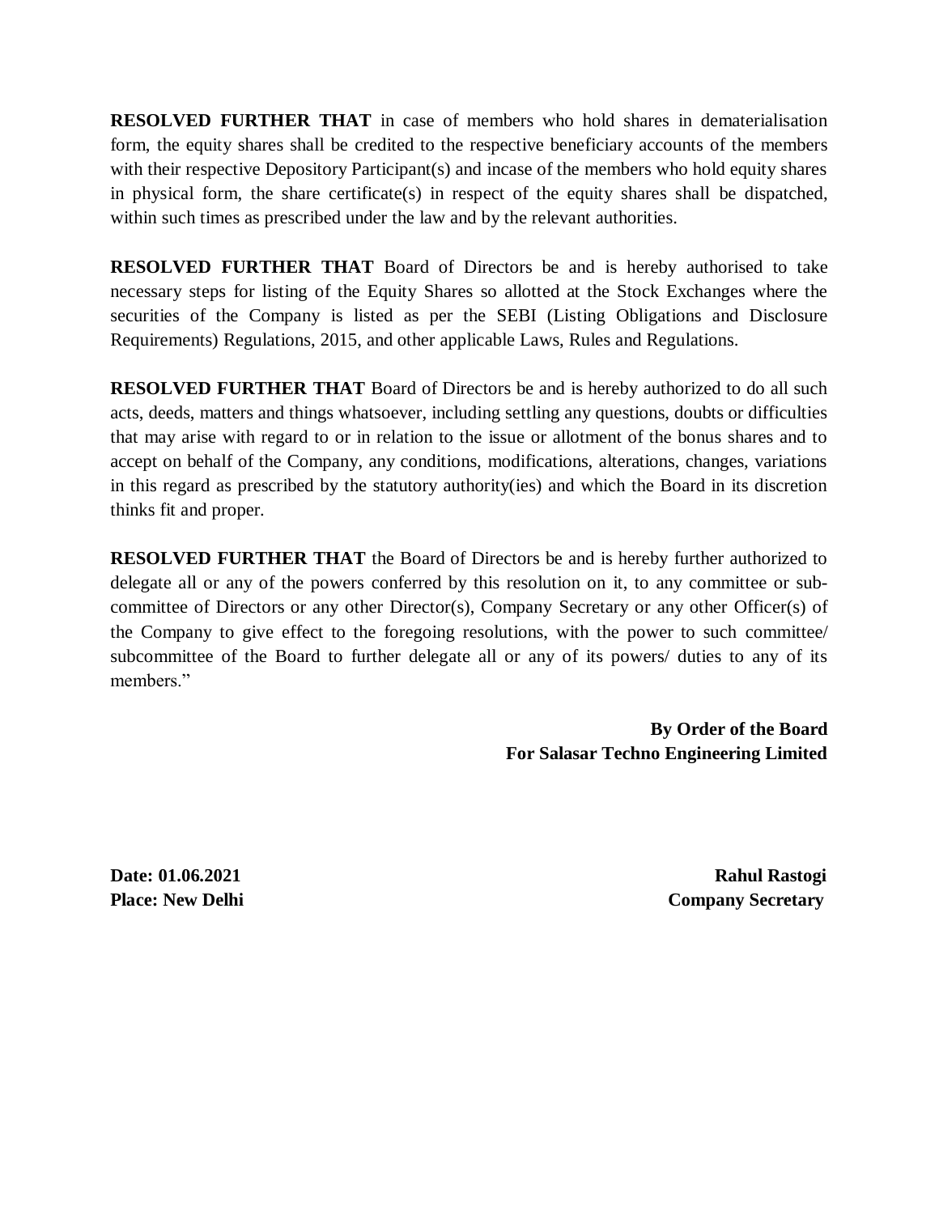**RESOLVED FURTHER THAT** in case of members who hold shares in dematerialisation form, the equity shares shall be credited to the respective beneficiary accounts of the members with their respective Depository Participant(s) and incase of the members who hold equity shares in physical form, the share certificate(s) in respect of the equity shares shall be dispatched, within such times as prescribed under the law and by the relevant authorities.

**RESOLVED FURTHER THAT** Board of Directors be and is hereby authorised to take necessary steps for listing of the Equity Shares so allotted at the Stock Exchanges where the securities of the Company is listed as per the SEBI (Listing Obligations and Disclosure Requirements) Regulations, 2015, and other applicable Laws, Rules and Regulations.

**RESOLVED FURTHER THAT** Board of Directors be and is hereby authorized to do all such acts, deeds, matters and things whatsoever, including settling any questions, doubts or difficulties that may arise with regard to or in relation to the issue or allotment of the bonus shares and to accept on behalf of the Company, any conditions, modifications, alterations, changes, variations in this regard as prescribed by the statutory authority(ies) and which the Board in its discretion thinks fit and proper.

**RESOLVED FURTHER THAT** the Board of Directors be and is hereby further authorized to delegate all or any of the powers conferred by this resolution on it, to any committee or sub-committee of Directors or any other Director(s), Company Secretary or any other Officer(s) of the Company to give effect to the foregoing resolutions, with the power to such committee/ subcommittee of the Board to further delegate all or any of its powers/ duties to any of its members."

**By Order of the Board**
**For Salasar Techno Engineering Limited**

**Date: 01.06.2021**
**Place: New Delhi**

**Rahul Rastogi**
**Company Secretary**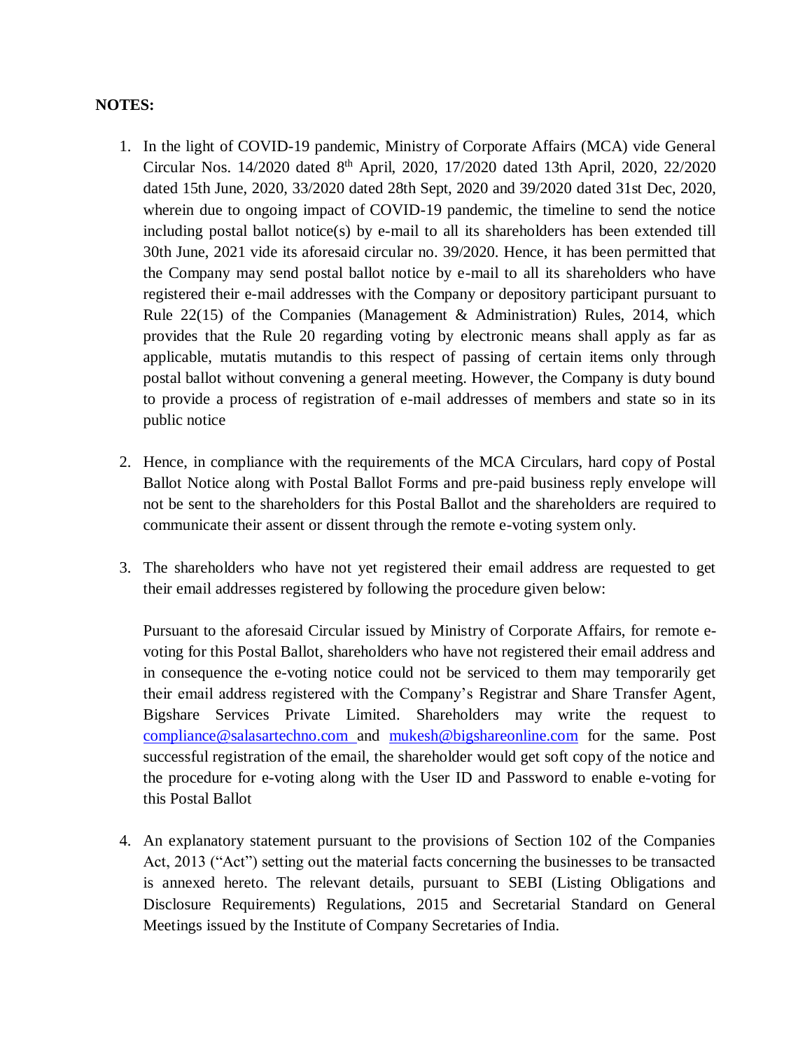**NOTES:**

1. In the light of COVID-19 pandemic, Ministry of Corporate Affairs (MCA) vide General Circular Nos. 14/2020 dated 8th April, 2020, 17/2020 dated 13th April, 2020, 22/2020 dated 15th June, 2020, 33/2020 dated 28th Sept, 2020 and 39/2020 dated 31st Dec, 2020, wherein due to ongoing impact of COVID-19 pandemic, the timeline to send the notice including postal ballot notice(s) by e-mail to all its shareholders has been extended till 30th June, 2021 vide its aforesaid circular no. 39/2020. Hence, it has been permitted that the Company may send postal ballot notice by e-mail to all its shareholders who have registered their e-mail addresses with the Company or depository participant pursuant to Rule 22(15) of the Companies (Management & Administration) Rules, 2014, which provides that the Rule 20 regarding voting by electronic means shall apply as far as applicable, mutatis mutandis to this respect of passing of certain items only through postal ballot without convening a general meeting. However, the Company is duty bound to provide a process of registration of e-mail addresses of members and state so in its public notice

2. Hence, in compliance with the requirements of the MCA Circulars, hard copy of Postal Ballot Notice along with Postal Ballot Forms and pre-paid business reply envelope will not be sent to the shareholders for this Postal Ballot and the shareholders are required to communicate their assent or dissent through the remote e-voting system only.

3. The shareholders who have not yet registered their email address are requested to get their email addresses registered by following the procedure given below:

   Pursuant to the aforesaid Circular issued by Ministry of Corporate Affairs, for remote e-voting for this Postal Ballot, shareholders who have not registered their email address and in consequence the e-voting notice could not be serviced to them may temporarily get their email address registered with the Company's Registrar and Share Transfer Agent, Bigshare Services Private Limited. Shareholders may write the request to compliance@salasartechno.com and mukesh@bigshareonline.com for the same. Post successful registration of the email, the shareholder would get soft copy of the notice and the procedure for e-voting along with the User ID and Password to enable e-voting for this Postal Ballot

4. An explanatory statement pursuant to the provisions of Section 102 of the Companies Act, 2013 ("Act") setting out the material facts concerning the businesses to be transacted is annexed hereto. The relevant details, pursuant to SEBI (Listing Obligations and Disclosure Requirements) Regulations, 2015 and Secretarial Standard on General Meetings issued by the Institute of Company Secretaries of India.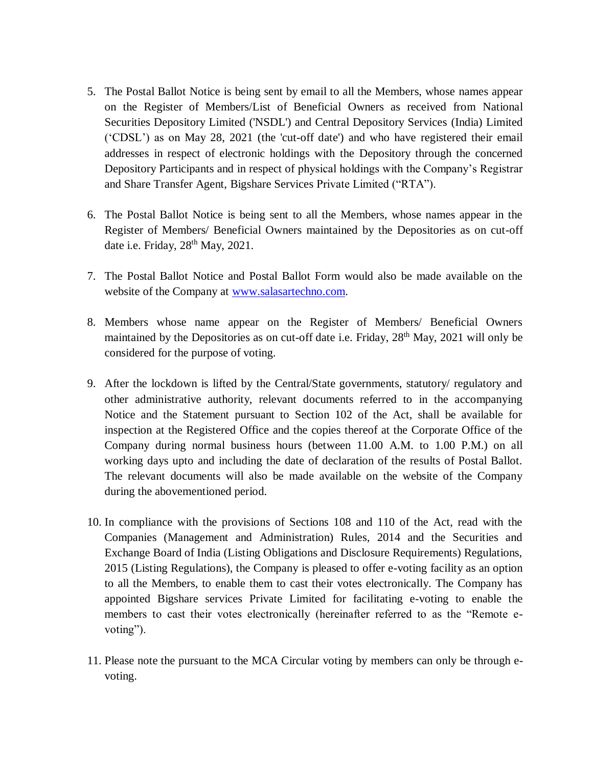5. The Postal Ballot Notice is being sent by email to all the Members, whose names appear on the Register of Members/List of Beneficial Owners as received from National Securities Depository Limited ('NSDL') and Central Depository Services (India) Limited (‘CDSL’) as on May 28, 2021 (the 'cut-off date') and who have registered their email addresses in respect of electronic holdings with the Depository through the concerned Depository Participants and in respect of physical holdings with the Company’s Registrar and Share Transfer Agent, Bigshare Services Private Limited (“RTA”).

6. The Postal Ballot Notice is being sent to all the Members, whose names appear in the Register of Members/ Beneficial Owners maintained by the Depositories as on cut-off date i.e. Friday, 28th May, 2021.

7. The Postal Ballot Notice and Postal Ballot Form would also be made available on the website of the Company at [www.salasartechno.com](http://www.salasartechno.com).

8. Members whose name appear on the Register of Members/ Beneficial Owners maintained by the Depositories as on cut-off date i.e. Friday, 28th May, 2021 will only be considered for the purpose of voting.

9. After the lockdown is lifted by the Central/State governments, statutory/ regulatory and other administrative authority, relevant documents referred to in the accompanying Notice and the Statement pursuant to Section 102 of the Act, shall be available for inspection at the Registered Office and the copies thereof at the Corporate Office of the Company during normal business hours (between 11.00 A.M. to 1.00 P.M.) on all working days upto and including the date of declaration of the results of Postal Ballot. The relevant documents will also be made available on the website of the Company during the abovementioned period.

10. In compliance with the provisions of Sections 108 and 110 of the Act, read with the Companies (Management and Administration) Rules, 2014 and the Securities and Exchange Board of India (Listing Obligations and Disclosure Requirements) Regulations, 2015 (Listing Regulations), the Company is pleased to offer e-voting facility as an option to all the Members, to enable them to cast their votes electronically. The Company has appointed Bigshare services Private Limited for facilitating e-voting to enable the members to cast their votes electronically (hereinafter referred to as the “Remote e-voting”).

11. Please note the pursuant to the MCA Circular voting by members can only be through e-voting.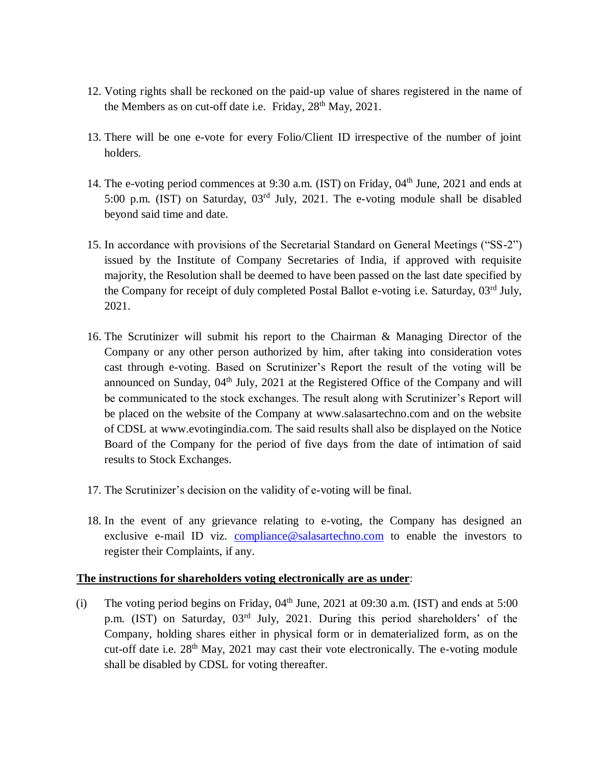12. Voting rights shall be reckoned on the paid-up value of shares registered in the name of the Members as on cut-off date i.e. Friday, 28th May, 2021.

13. There will be one e-vote for every Folio/Client ID irrespective of the number of joint holders.

14. The e-voting period commences at 9:30 a.m. (IST) on Friday, 04th June, 2021 and ends at 5:00 p.m. (IST) on Saturday, 03rd July, 2021. The e-voting module shall be disabled beyond said time and date.

15. In accordance with provisions of the Secretarial Standard on General Meetings ("SS-2") issued by the Institute of Company Secretaries of India, if approved with requisite majority, the Resolution shall be deemed to have been passed on the last date specified by the Company for receipt of duly completed Postal Ballot e-voting i.e. Saturday, 03rd July, 2021.

16. The Scrutinizer will submit his report to the Chairman & Managing Director of the Company or any other person authorized by him, after taking into consideration votes cast through e-voting. Based on Scrutinizer's Report the result of the voting will be announced on Sunday, 04th July, 2021 at the Registered Office of the Company and will be communicated to the stock exchanges. The result along with Scrutinizer's Report will be placed on the website of the Company at www.salasartechno.com and on the website of CDSL at www.evotingindia.com. The said results shall also be displayed on the Notice Board of the Company for the period of five days from the date of intimation of said results to Stock Exchanges.

17. The Scrutinizer's decision on the validity of e-voting will be final.

18. In the event of any grievance relating to e-voting, the Company has designed an exclusive e-mail ID viz. compliance@salasartechno.com to enable the investors to register their Complaints, if any.

**The instructions for shareholders voting electronically are as under**:

(i) The voting period begins on Friday, 04th June, 2021 at 09:30 a.m. (IST) and ends at 5:00 p.m. (IST) on Saturday, 03rd July, 2021. During this period shareholders' of the Company, holding shares either in physical form or in dematerialized form, as on the cut-off date i.e. 28th May, 2021 may cast their vote electronically. The e-voting module shall be disabled by CDSL for voting thereafter.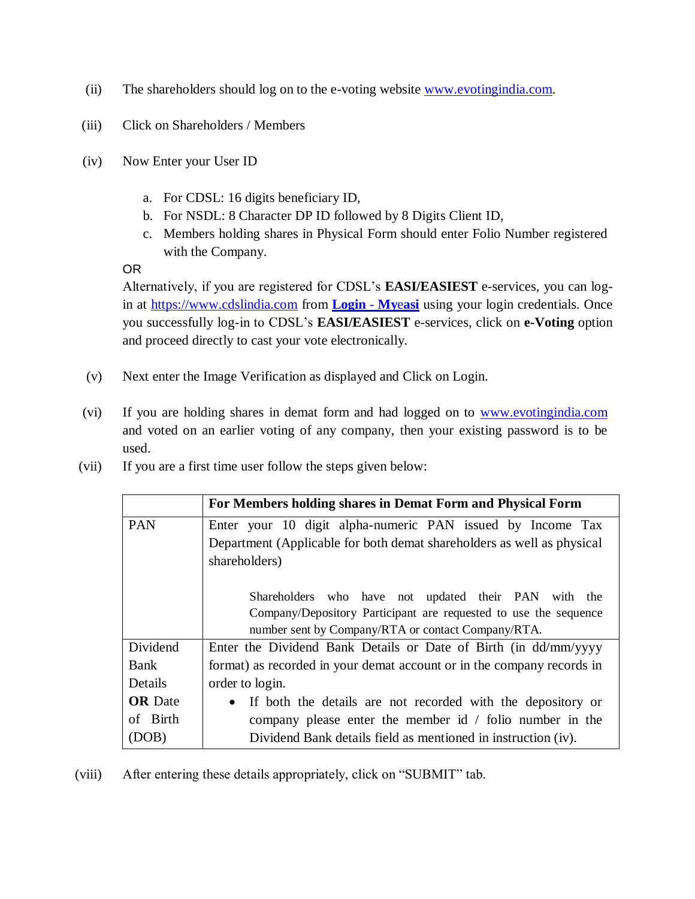(ii) The shareholders should log on to the e-voting website www.evotingindia.com.

(iii) Click on Shareholders / Members

(iv) Now Enter your User ID

a. For CDSL: 16 digits beneficiary ID,
b. For NSDL: 8 Character DP ID followed by 8 Digits Client ID,
c. Members holding shares in Physical Form should enter Folio Number registered with the Company.

OR

Alternatively, if you are registered for CDSL's **EASI/EASIEST** e-services, you can log-in at https://www.cdslindia.com from **Login - Myeasi** using your login credentials. Once you successfully log-in to CDSL's **EASI/EASIEST** e-services, click on **e-Voting** option and proceed directly to cast your vote electronically.

(v) Next enter the Image Verification as displayed and Click on Login.

(vi) If you are holding shares in demat form and had logged on to www.evotingindia.com and voted on an earlier voting of any company, then your existing password is to be used.

(vii) If you are a first time user follow the steps given below:

| | **For Members holding shares in Demat Form and Physical Form** |
|---|---|
| PAN | Enter your 10 digit alpha-numeric PAN issued by Income Tax Department (Applicable for both demat shareholders as well as physical shareholders)<br><br>Shareholders who have not updated their PAN with the Company/Depository Participant are requested to use the sequence number sent by Company/RTA or contact Company/RTA. |
| Dividend Bank Details **OR** Date of Birth (DOB) | Enter the Dividend Bank Details or Date of Birth (in dd/mm/yyyy format) as recorded in your demat account or in the company records in order to login.<br>• If both the details are not recorded with the depository or company please enter the member id / folio number in the Dividend Bank details field as mentioned in instruction (iv). |

(viii) After entering these details appropriately, click on "SUBMIT" tab.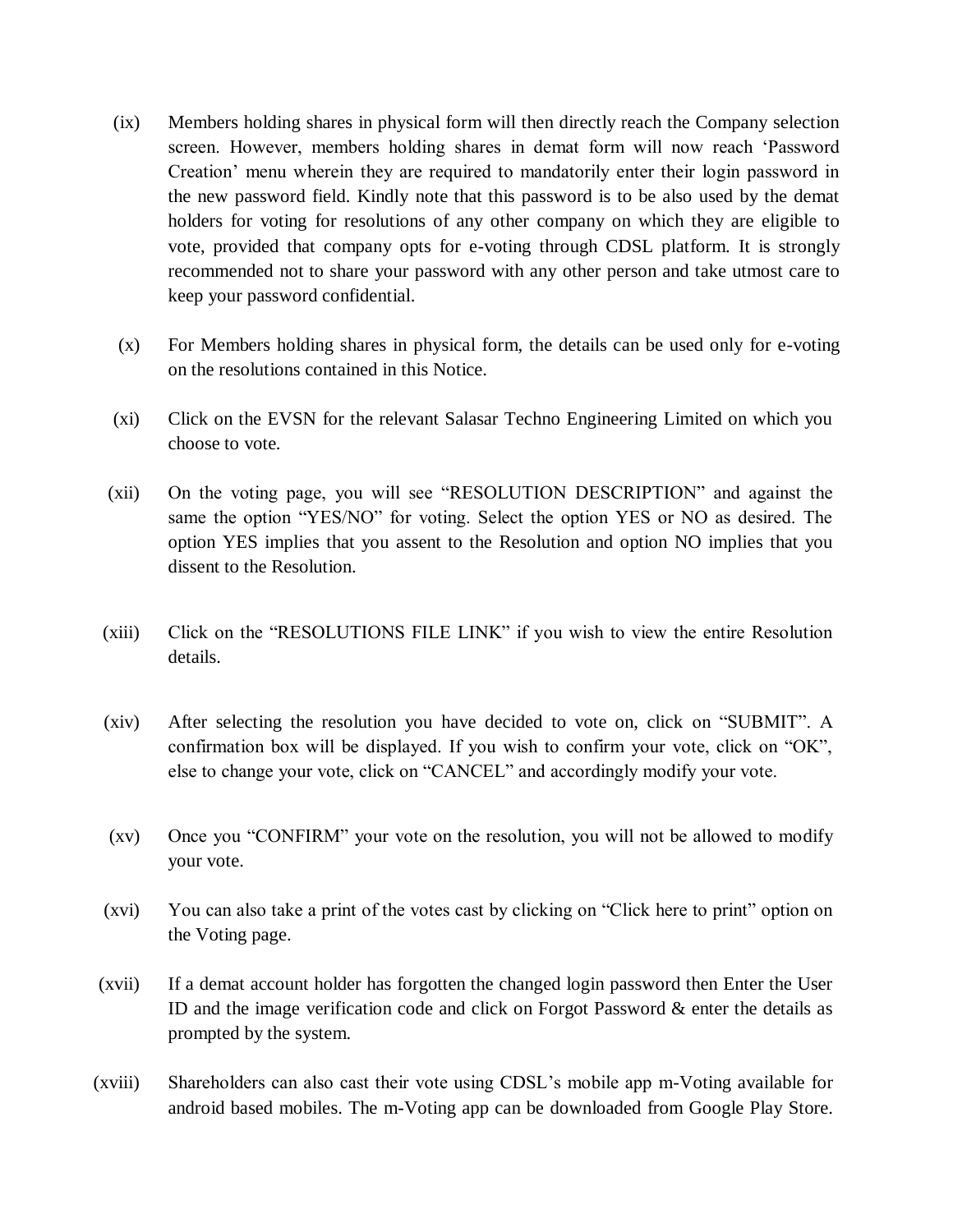(ix) Members holding shares in physical form will then directly reach the Company selection screen. However, members holding shares in demat form will now reach 'Password Creation' menu wherein they are required to mandatorily enter their login password in the new password field. Kindly note that this password is to be also used by the demat holders for voting for resolutions of any other company on which they are eligible to vote, provided that company opts for e-voting through CDSL platform. It is strongly recommended not to share your password with any other person and take utmost care to keep your password confidential.

(x) For Members holding shares in physical form, the details can be used only for e-voting on the resolutions contained in this Notice.

(xi) Click on the EVSN for the relevant Salasar Techno Engineering Limited on which you choose to vote.

(xii) On the voting page, you will see "RESOLUTION DESCRIPTION" and against the same the option "YES/NO" for voting. Select the option YES or NO as desired. The option YES implies that you assent to the Resolution and option NO implies that you dissent to the Resolution.

(xiii) Click on the "RESOLUTIONS FILE LINK" if you wish to view the entire Resolution details.

(xiv) After selecting the resolution you have decided to vote on, click on "SUBMIT". A confirmation box will be displayed. If you wish to confirm your vote, click on "OK", else to change your vote, click on "CANCEL" and accordingly modify your vote.

(xv) Once you "CONFIRM" your vote on the resolution, you will not be allowed to modify your vote.

(xvi) You can also take a print of the votes cast by clicking on "Click here to print" option on the Voting page.

(xvii) If a demat account holder has forgotten the changed login password then Enter the User ID and the image verification code and click on Forgot Password & enter the details as prompted by the system.

(xviii) Shareholders can also cast their vote using CDSL's mobile app m-Voting available for android based mobiles. The m-Voting app can be downloaded from Google Play Store.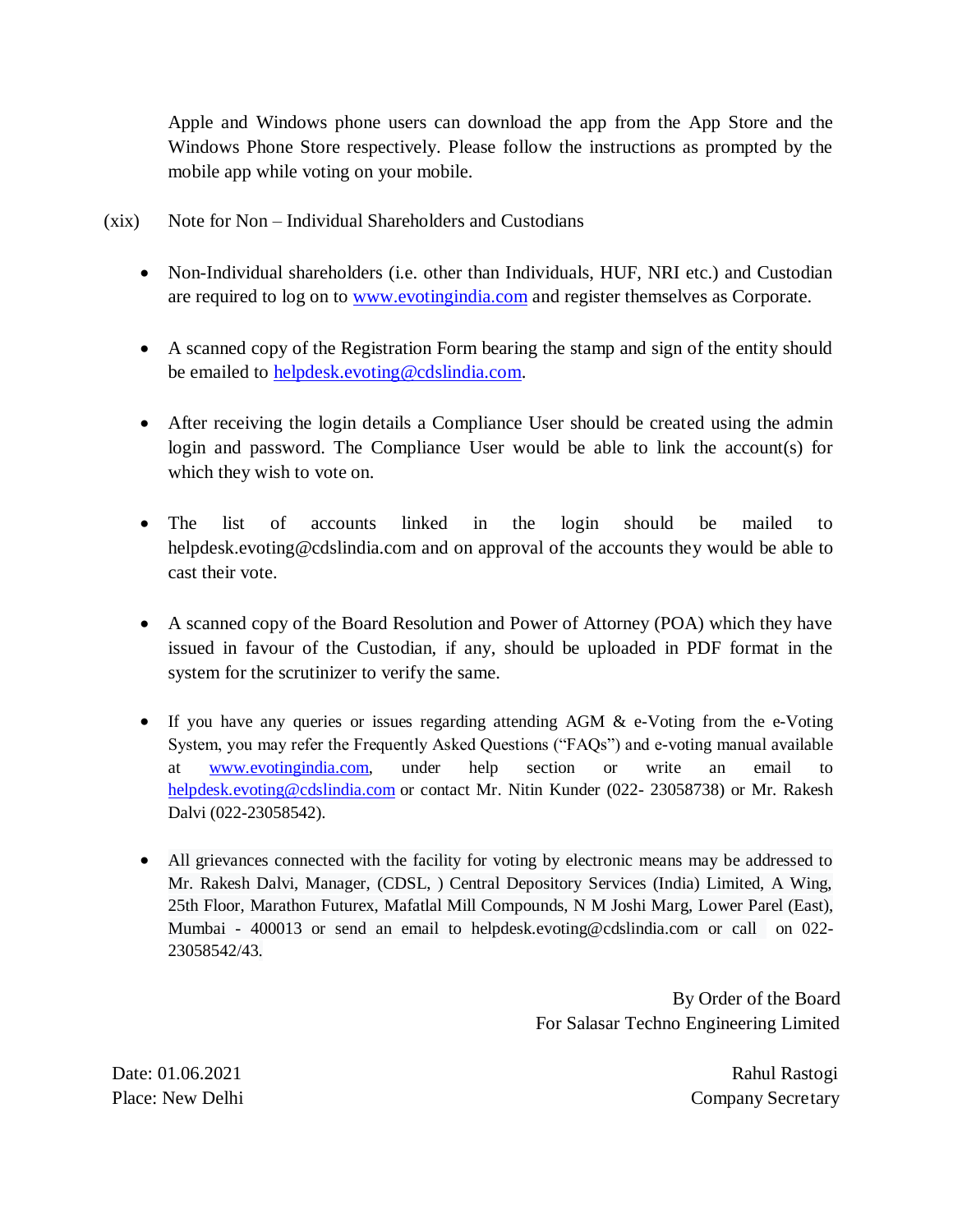Apple and Windows phone users can download the app from the App Store and the Windows Phone Store respectively. Please follow the instructions as prompted by the mobile app while voting on your mobile.

(xix) Note for Non – Individual Shareholders and Custodians

- Non-Individual shareholders (i.e. other than Individuals, HUF, NRI etc.) and Custodian are required to log on to www.evotingindia.com and register themselves as Corporate.

- A scanned copy of the Registration Form bearing the stamp and sign of the entity should be emailed to helpdesk.evoting@cdslindia.com.

- After receiving the login details a Compliance User should be created using the admin login and password. The Compliance User would be able to link the account(s) for which they wish to vote on.

- The list of accounts linked in the login should be mailed to helpdesk.evoting@cdslindia.com and on approval of the accounts they would be able to cast their vote.

- A scanned copy of the Board Resolution and Power of Attorney (POA) which they have issued in favour of the Custodian, if any, should be uploaded in PDF format in the system for the scrutinizer to verify the same.

- If you have any queries or issues regarding attending AGM & e-Voting from the e-Voting System, you may refer the Frequently Asked Questions ("FAQs") and e-voting manual available at www.evotingindia.com, under help section or write an email to helpdesk.evoting@cdslindia.com or contact Mr. Nitin Kunder (022- 23058738) or Mr. Rakesh Dalvi (022-23058542).

- All grievances connected with the facility for voting by electronic means may be addressed to Mr. Rakesh Dalvi, Manager, (CDSL, ) Central Depository Services (India) Limited, A Wing, 25th Floor, Marathon Futurex, Mafatlal Mill Compounds, N M Joshi Marg, Lower Parel (East), Mumbai - 400013 or send an email to helpdesk.evoting@cdslindia.com or call on 022-23058542/43.

By Order of the Board
For Salasar Techno Engineering Limited

Date: 01.06.2021
Place: New Delhi

Rahul Rastogi
Company Secretary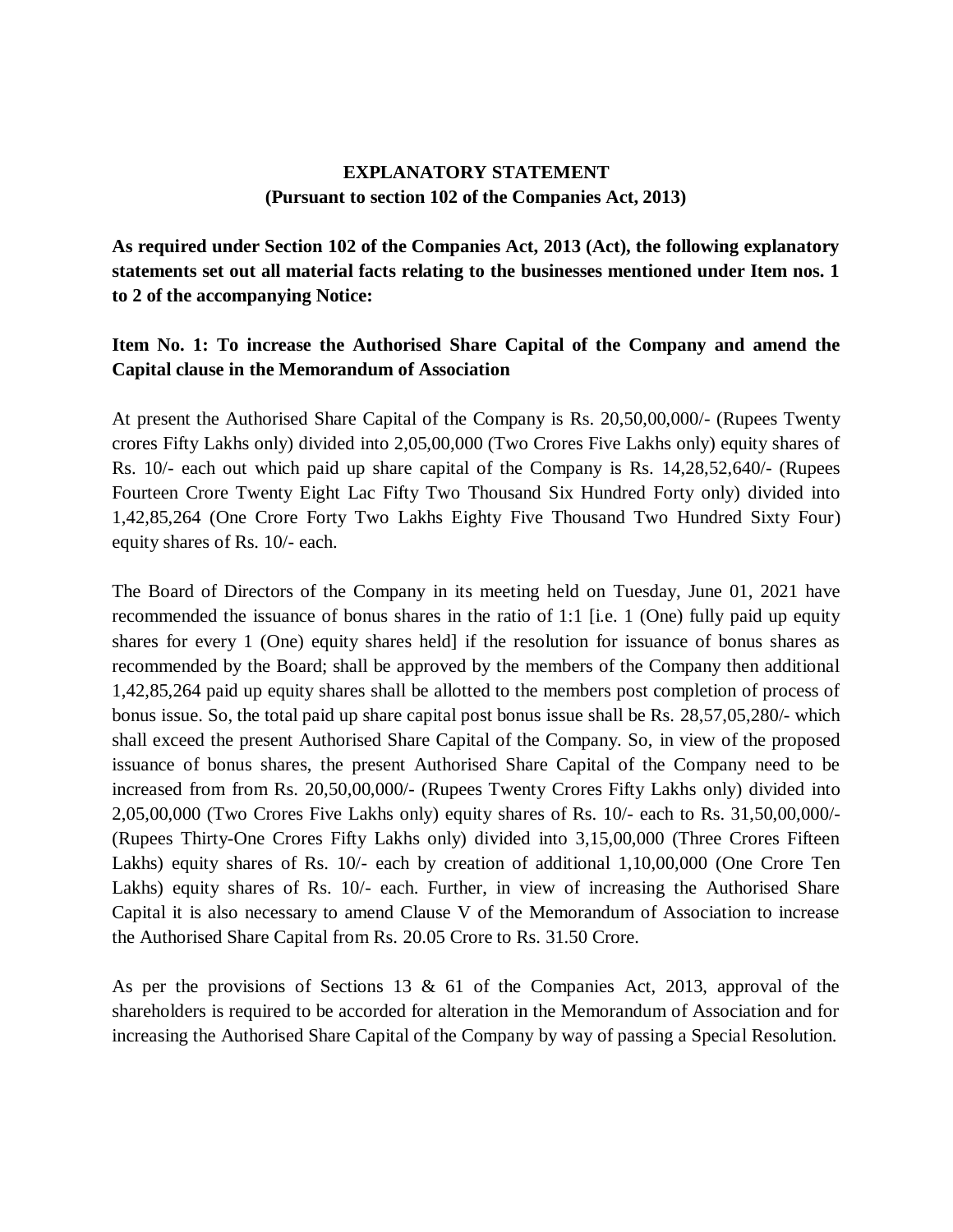**EXPLANATORY STATEMENT**
**(Pursuant to section 102 of the Companies Act, 2013)**

**As required under Section 102 of the Companies Act, 2013 (Act), the following explanatory statements set out all material facts relating to the businesses mentioned under Item nos. 1 to 2 of the accompanying Notice:**

**Item No. 1: To increase the Authorised Share Capital of the Company and amend the Capital clause in the Memorandum of Association**

At present the Authorised Share Capital of the Company is Rs. 20,50,00,000/- (Rupees Twenty crores Fifty Lakhs only) divided into 2,05,00,000 (Two Crores Five Lakhs only) equity shares of Rs. 10/- each out which paid up share capital of the Company is Rs. 14,28,52,640/- (Rupees Fourteen Crore Twenty Eight Lac Fifty Two Thousand Six Hundred Forty only) divided into 1,42,85,264 (One Crore Forty Two Lakhs Eighty Five Thousand Two Hundred Sixty Four) equity shares of Rs. 10/- each.

The Board of Directors of the Company in its meeting held on Tuesday, June 01, 2021 have recommended the issuance of bonus shares in the ratio of 1:1 [i.e. 1 (One) fully paid up equity shares for every 1 (One) equity shares held] if the resolution for issuance of bonus shares as recommended by the Board; shall be approved by the members of the Company then additional 1,42,85,264 paid up equity shares shall be allotted to the members post completion of process of bonus issue. So, the total paid up share capital post bonus issue shall be Rs. 28,57,05,280/- which shall exceed the present Authorised Share Capital of the Company. So, in view of the proposed issuance of bonus shares, the present Authorised Share Capital of the Company need to be increased from from Rs. 20,50,00,000/- (Rupees Twenty Crores Fifty Lakhs only) divided into 2,05,00,000 (Two Crores Five Lakhs only) equity shares of Rs. 10/- each to Rs. 31,50,00,000/- (Rupees Thirty-One Crores Fifty Lakhs only) divided into 3,15,00,000 (Three Crores Fifteen Lakhs) equity shares of Rs. 10/- each by creation of additional 1,10,00,000 (One Crore Ten Lakhs) equity shares of Rs. 10/- each. Further, in view of increasing the Authorised Share Capital it is also necessary to amend Clause V of the Memorandum of Association to increase the Authorised Share Capital from Rs. 20.05 Crore to Rs. 31.50 Crore.

As per the provisions of Sections 13 & 61 of the Companies Act, 2013, approval of the shareholders is required to be accorded for alteration in the Memorandum of Association and for increasing the Authorised Share Capital of the Company by way of passing a Special Resolution.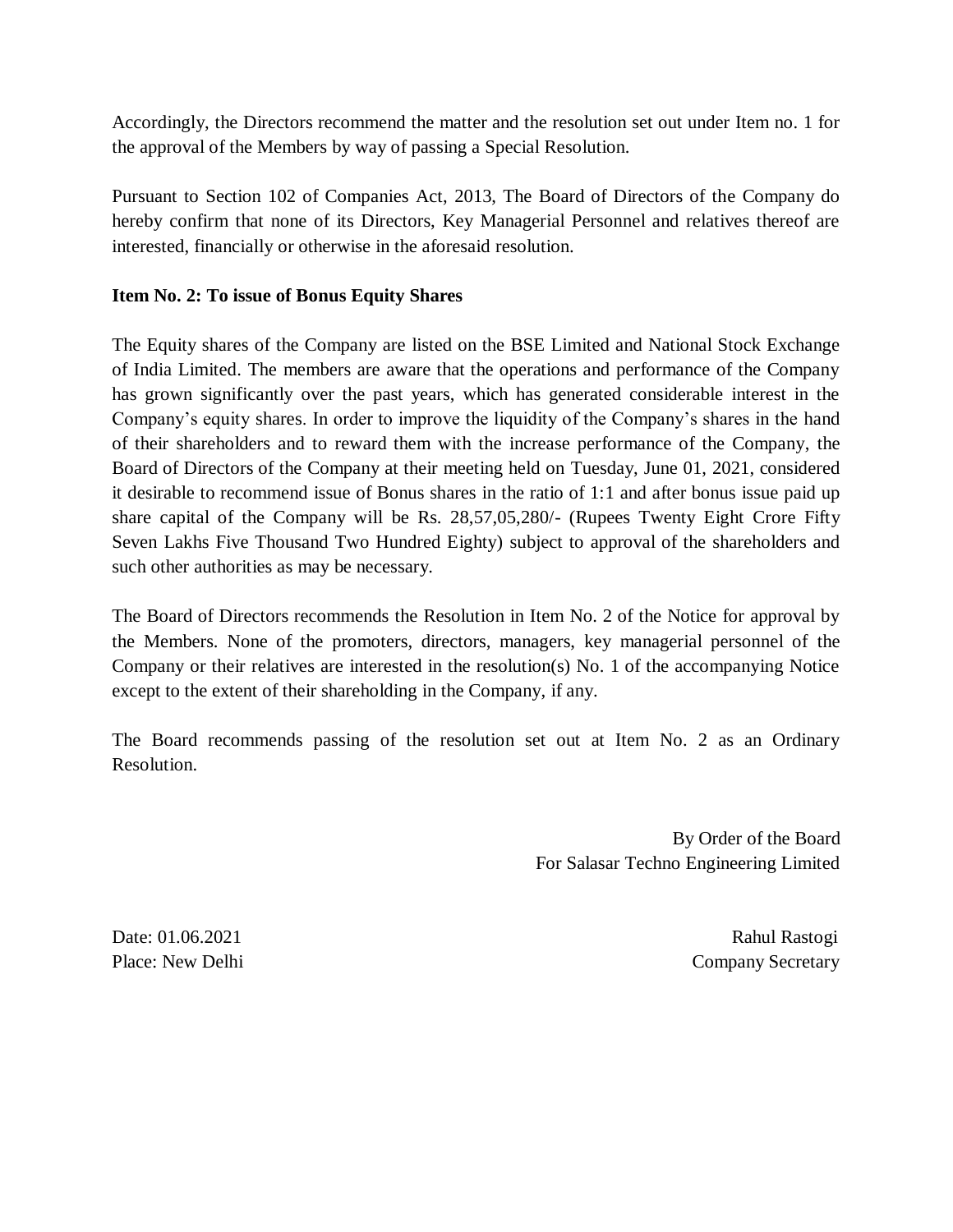Accordingly, the Directors recommend the matter and the resolution set out under Item no. 1 for the approval of the Members by way of passing a Special Resolution.

Pursuant to Section 102 of Companies Act, 2013, The Board of Directors of the Company do hereby confirm that none of its Directors, Key Managerial Personnel and relatives thereof are interested, financially or otherwise in the aforesaid resolution.

**Item No. 2: To issue of Bonus Equity Shares**

The Equity shares of the Company are listed on the BSE Limited and National Stock Exchange of India Limited. The members are aware that the operations and performance of the Company has grown significantly over the past years, which has generated considerable interest in the Company's equity shares. In order to improve the liquidity of the Company's shares in the hand of their shareholders and to reward them with the increase performance of the Company, the Board of Directors of the Company at their meeting held on Tuesday, June 01, 2021, considered it desirable to recommend issue of Bonus shares in the ratio of 1:1 and after bonus issue paid up share capital of the Company will be Rs. 28,57,05,280/- (Rupees Twenty Eight Crore Fifty Seven Lakhs Five Thousand Two Hundred Eighty) subject to approval of the shareholders and such other authorities as may be necessary.

The Board of Directors recommends the Resolution in Item No. 2 of the Notice for approval by the Members. None of the promoters, directors, managers, key managerial personnel of the Company or their relatives are interested in the resolution(s) No. 1 of the accompanying Notice except to the extent of their shareholding in the Company, if any.

The Board recommends passing of the resolution set out at Item No. 2 as an Ordinary Resolution.

By Order of the Board
For Salasar Techno Engineering Limited

Date: 01.06.2021
Place: New Delhi

Rahul Rastogi
Company Secretary